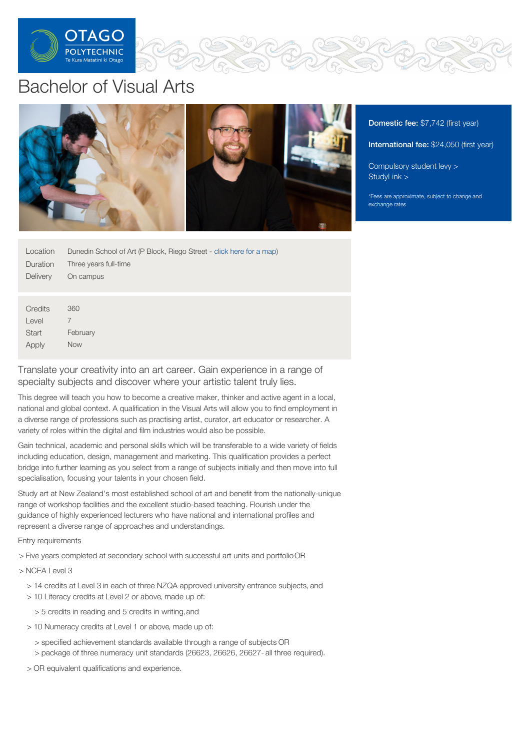# Bachelor of Visual Arts

**Domestic fee:** $7,742 (first year)

**International fee:** $24,050 (first year)

Compulsory student levy >
StudyLink >

*Fees are approximate, subject to change and exchange rates

| | |
|---|---|
| Location | Dunedin School of Art (P Block, Riego Street - click here for a map) |
| Duration | Three years full-time |
| Delivery | On campus |

| | |
|---|---|
| Credits | 360 |
| Level | 7 |
| Start | February |
| Apply | Now |

Translate your creativity into an art career. Gain experience in a range of specialty subjects and discover where your artistic talent truly lies.

This degree will teach you how to become a creative maker, thinker and active agent in a local, national and global context. A qualification in the Visual Arts will allow you to find employment in a diverse range of professions such as practising artist, curator, art educator or researcher. A variety of roles within the digital and film industries would also be possible.

Gain technical, academic and personal skills which will be transferable to a wide variety of fields including education, design, management and marketing. This qualification provides a perfect bridge into further learning as you select from a range of subjects initially and then move into full specialisation, focusing your talents in your chosen field.

Study art at New Zealand's most established school of art and benefit from the nationally-unique range of workshop facilities and the excellent studio-based teaching. Flourish under the guidance of highly experienced lecturers who have national and international profiles and represent a diverse range of approaches and understandings.

Entry requirements

> Five years completed at secondary school with successful art units and portfolio OR

> NCEA Level 3

> 14 credits at Level 3 in each of three NZQA approved university entrance subjects, and

> 10 Literacy credits at Level 2 or above, made up of:

> 5 credits in reading and 5 credits in writing, and

> 10 Numeracy credits at Level 1 or above, made up of:

> specified achievement standards available through a range of subjects OR

> package of three numeracy unit standards (26623, 26626, 26627- all three required).

> OR equivalent qualifications and experience.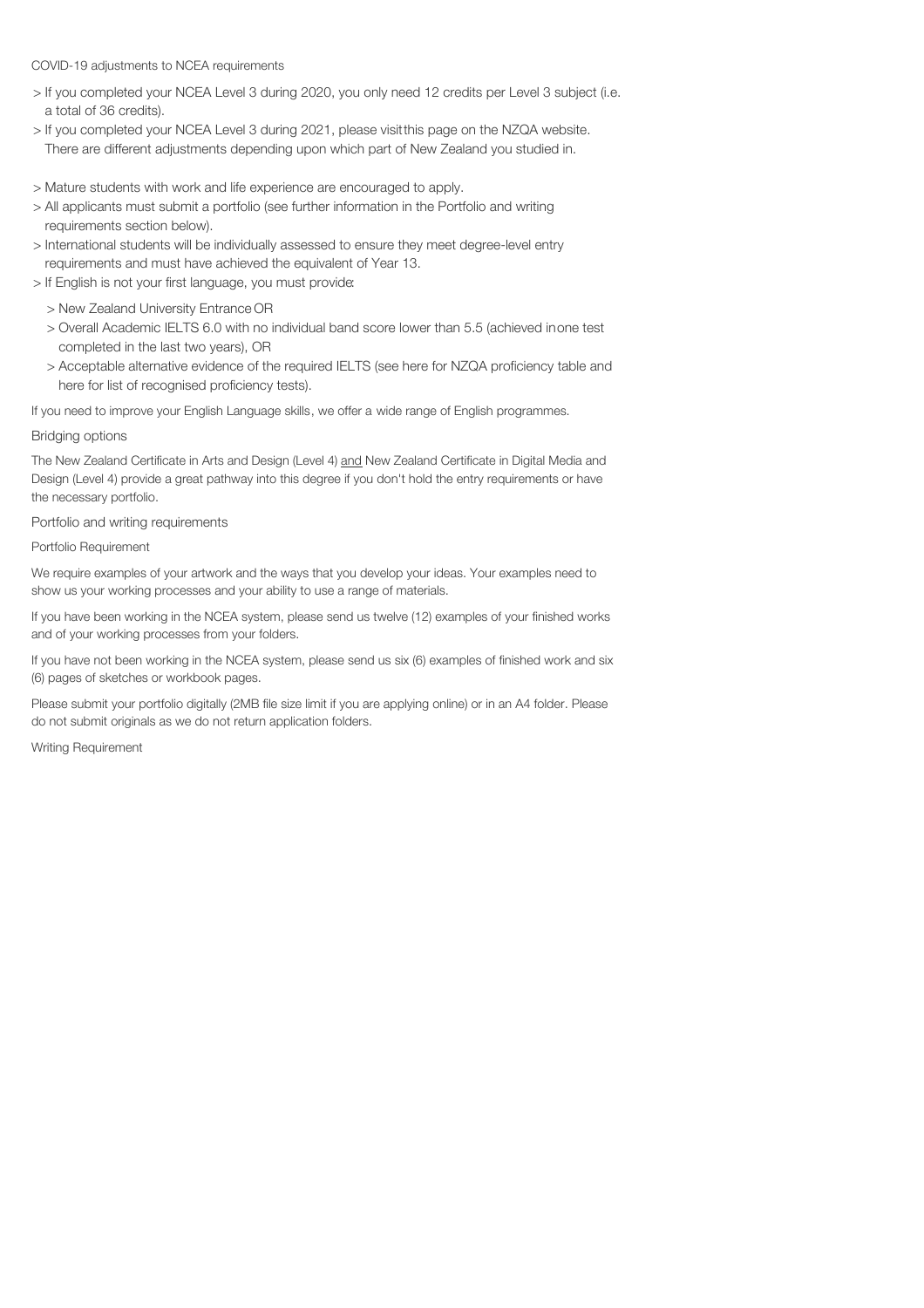COVID-19 adjustments to NCEA requirements

- If you completed your NCEA Level 3 during 2020, you only need 12 credits per Level 3 subject (i.e. a total of 36 credits).
- If you completed your NCEA Level 3 during 2021, please visit this page on the NZQA website. There are different adjustments depending upon which part of New Zealand you studied in.

- Mature students with work and life experience are encouraged to apply.
- All applicants must submit a portfolio (see further information in the Portfolio and writing requirements section below).
- International students will be individually assessed to ensure they meet degree-level entry requirements and must have achieved the equivalent of Year 13.
- If English is not your first language, you must provide:
  - New Zealand University Entrance OR
  - Overall Academic IELTS 6.0 with no individual band score lower than 5.5 (achieved in one test completed in the last two years), OR
  - Acceptable alternative evidence of the required IELTS (see here for NZQA proficiency table and here for list of recognised proficiency tests).

If you need to improve your English Language skills, we offer a wide range of English programmes.

## Bridging options

The New Zealand Certificate in Arts and Design (Level 4) and New Zealand Certificate in Digital Media and Design (Level 4) provide a great pathway into this degree if you don't hold the entry requirements or have the necessary portfolio.

## Portfolio and writing requirements

### Portfolio Requirement

We require examples of your artwork and the ways that you develop your ideas. Your examples need to show us your working processes and your ability to use a range of materials.

If you have been working in the NCEA system, please send us twelve (12) examples of your finished works and of your working processes from your folders.

If you have not been working in the NCEA system, please send us six (6) examples of finished work and six (6) pages of sketches or workbook pages.

Please submit your portfolio digitally (2MB file size limit if you are applying online) or in an A4 folder. Please do not submit originals as we do not return application folders.

### Writing Requirement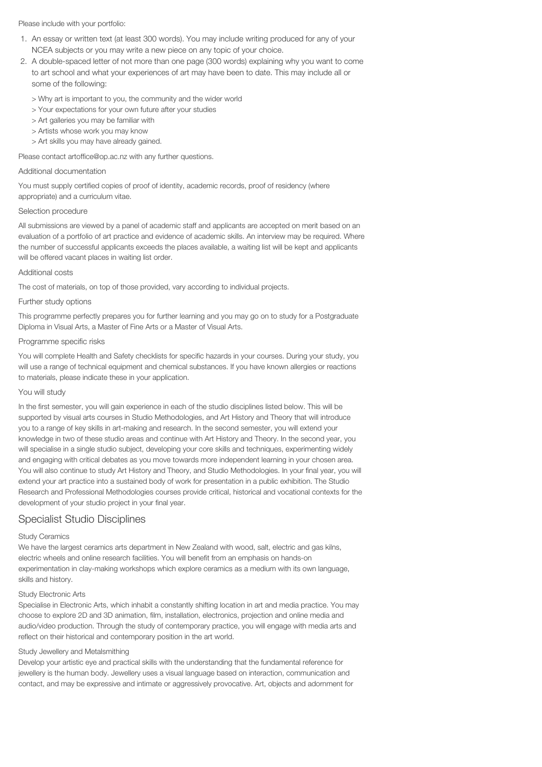Please include with your portfolio:

1. An essay or written text (at least 300 words). You may include writing produced for any of your NCEA subjects or you may write a new piece on any topic of your choice.
2. A double-spaced letter of not more than one page (300 words) explaining why you want to come to art school and what your experiences of art may have been to date. This may include all or some of the following:

   > Why art is important to you, the community and the wider world
   > Your expectations for your own future after your studies
   > Art galleries you may be familiar with
   > Artists whose work you may know
   > Art skills you may have already gained.

Please contact artoffice@op.ac.nz with any further questions.

Additional documentation

You must supply certified copies of proof of identity, academic records, proof of residency (where appropriate) and a curriculum vitae.

Selection procedure

All submissions are viewed by a panel of academic staff and applicants are accepted on merit based on an evaluation of a portfolio of art practice and evidence of academic skills. An interview may be required. Where the number of successful applicants exceeds the places available, a waiting list will be kept and applicants will be offered vacant places in waiting list order.

Additional costs

The cost of materials, on top of those provided, vary according to individual projects.

Further study options

This programme perfectly prepares you for further learning and you may go on to study for a Postgraduate Diploma in Visual Arts, a Master of Fine Arts or a Master of Visual Arts.

Programme specific risks

You will complete Health and Safety checklists for specific hazards in your courses. During your study, you will use a range of technical equipment and chemical substances. If you have known allergies or reactions to materials, please indicate these in your application.

You will study

In the first semester, you will gain experience in each of the studio disciplines listed below. This will be supported by visual arts courses in Studio Methodologies, and Art History and Theory that will introduce you to a range of key skills in art-making and research. In the second semester, you will extend your knowledge in two of these studio areas and continue with Art History and Theory. In the second year, you will specialise in a single studio subject, developing your core skills and techniques, experimenting widely and engaging with critical debates as you move towards more independent learning in your chosen area. You will also continue to study Art History and Theory, and Studio Methodologies. In your final year, you will extend your art practice into a sustained body of work for presentation in a public exhibition. The Studio Research and Professional Methodologies courses provide critical, historical and vocational contexts for the development of your studio project in your final year.

## Specialist Studio Disciplines

Study Ceramics

We have the largest ceramics arts department in New Zealand with wood, salt, electric and gas kilns, electric wheels and online research facilities. You will benefit from an emphasis on hands-on experimentation in clay-making workshops which explore ceramics as a medium with its own language, skills and history.

Study Electronic Arts

Specialise in Electronic Arts, which inhabit a constantly shifting location in art and media practice. You may choose to explore 2D and 3D animation, film, installation, electronics, projection and online media and audio/video production. Through the study of contemporary practice, you will engage with media arts and reflect on their historical and contemporary position in the art world.

Study Jewellery and Metalsmithing

Develop your artistic eye and practical skills with the understanding that the fundamental reference for jewellery is the human body. Jewellery uses a visual language based on interaction, communication and contact, and may be expressive and intimate or aggressively provocative. Art, objects and adornment for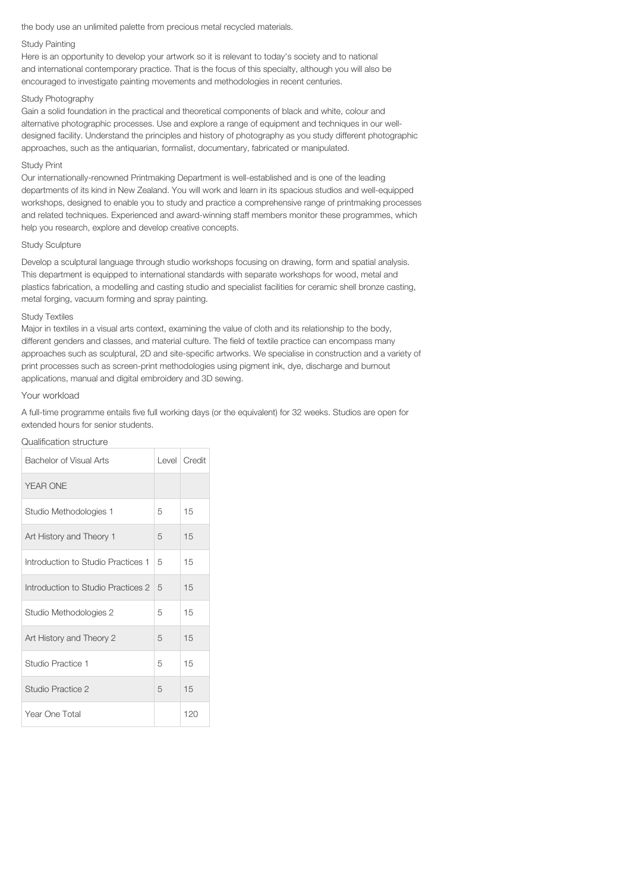the body use an unlimited palette from precious metal recycled materials.

### Study Painting

Here is an opportunity to develop your artwork so it is relevant to today's society and to national and international contemporary practice. That is the focus of this specialty, although you will also be encouraged to investigate painting movements and methodologies in recent centuries.

### Study Photography

Gain a solid foundation in the practical and theoretical components of black and white, colour and alternative photographic processes. Use and explore a range of equipment and techniques in our well-designed facility. Understand the principles and history of photography as you study different photographic approaches, such as the antiquarian, formalist, documentary, fabricated or manipulated.

### Study Print

Our internationally-renowned Printmaking Department is well-established and is one of the leading departments of its kind in New Zealand. You will work and learn in its spacious studios and well-equipped workshops, designed to enable you to study and practice a comprehensive range of printmaking processes and related techniques. Experienced and award-winning staff members monitor these programmes, which help you research, explore and develop creative concepts.

### Study Sculpture

Develop a sculptural language through studio workshops focusing on drawing, form and spatial analysis. This department is equipped to international standards with separate workshops for wood, metal and plastics fabrication, a modelling and casting studio and specialist facilities for ceramic shell bronze casting, metal forging, vacuum forming and spray painting.

### Study Textiles

Major in textiles in a visual arts context, examining the value of cloth and its relationship to the body, different genders and classes, and material culture. The field of textile practice can encompass many approaches such as sculptural, 2D and site-specific artworks. We specialise in construction and a variety of print processes such as screen-print methodologies using pigment ink, dye, discharge and burnout applications, manual and digital embroidery and 3D sewing.

## Your workload

A full-time programme entails five full working days (or the equivalent) for 32 weeks. Studios are open for extended hours for senior students.

## Qualification structure

| Bachelor of Visual Arts | Level | Credit |
| --- | --- | --- |
| YEAR ONE | | |
| Studio Methodologies 1 | 5 | 15 |
| Art History and Theory 1 | 5 | 15 |
| Introduction to Studio Practices 1 | 5 | 15 |
| Introduction to Studio Practices 2 | 5 | 15 |
| Studio Methodologies 2 | 5 | 15 |
| Art History and Theory 2 | 5 | 15 |
| Studio Practice 1 | 5 | 15 |
| Studio Practice 2 | 5 | 15 |
| Year One Total | | 120 |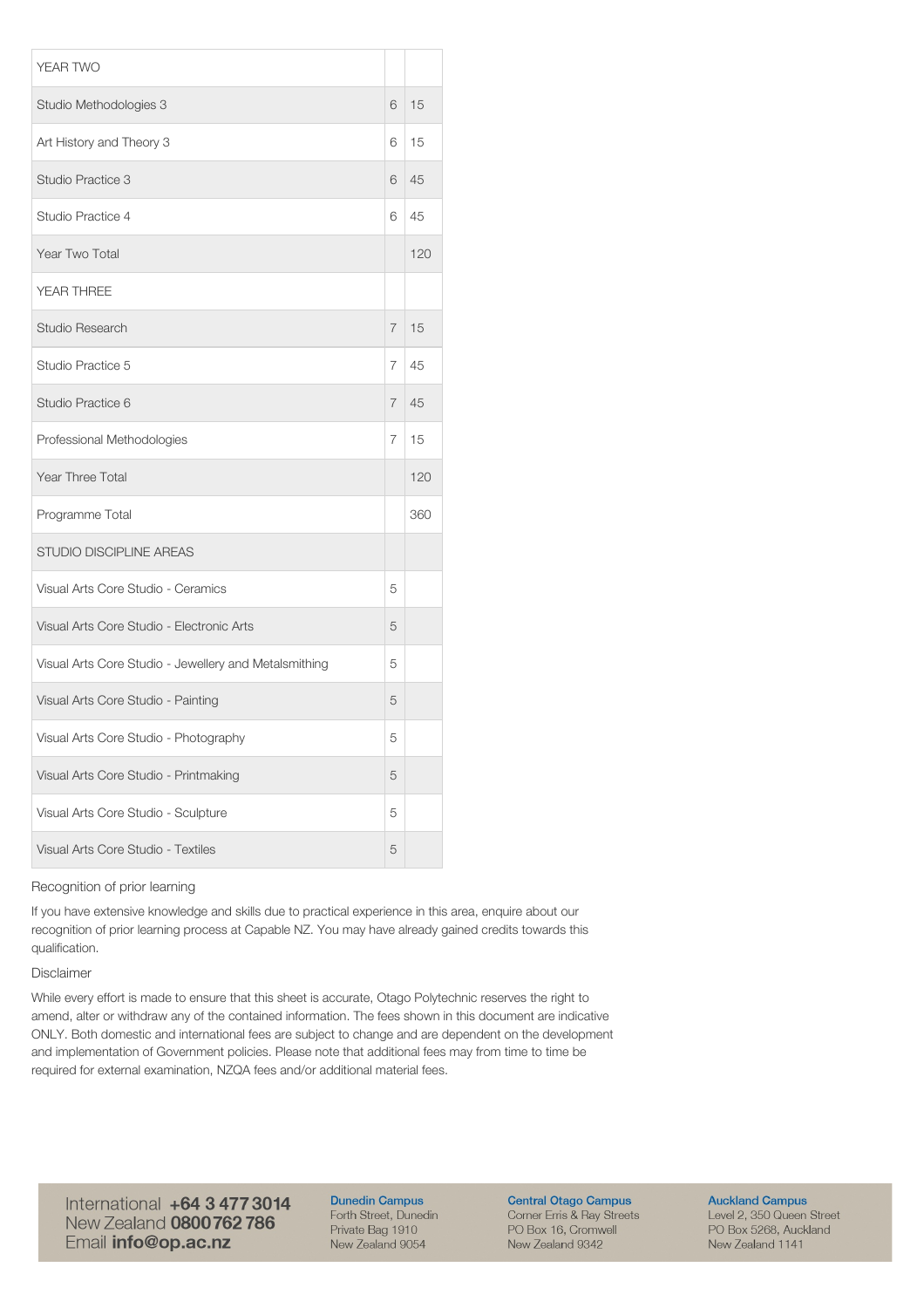| | | |
|---|---|---|
| YEAR TWO | | |
| Studio Methodologies 3 | 6 | 15 |
| Art History and Theory 3 | 6 | 15 |
| Studio Practice 3 | 6 | 45 |
| Studio Practice 4 | 6 | 45 |
| Year Two Total | | 120 |
| YEAR THREE | | |
| Studio Research | 7 | 15 |
| Studio Practice 5 | 7 | 45 |
| Studio Practice 6 | 7 | 45 |
| Professional Methodologies | 7 | 15 |
| Year Three Total | | 120 |
| Programme Total | | 360 |
| STUDIO DISCIPLINE AREAS | | |
| Visual Arts Core Studio - Ceramics | 5 | |
| Visual Arts Core Studio - Electronic Arts | 5 | |
| Visual Arts Core Studio - Jewellery and Metalsmithing | 5 | |
| Visual Arts Core Studio - Painting | 5 | |
| Visual Arts Core Studio - Photography | 5 | |
| Visual Arts Core Studio - Printmaking | 5 | |
| Visual Arts Core Studio - Sculpture | 5 | |
| Visual Arts Core Studio - Textiles | 5 | |

Recognition of prior learning

If you have extensive knowledge and skills due to practical experience in this area, enquire about our recognition of prior learning process at Capable NZ. You may have already gained credits towards this qualification.

Disclaimer

While every effort is made to ensure that this sheet is accurate, Otago Polytechnic reserves the right to amend, alter or withdraw any of the contained information. The fees shown in this document are indicative ONLY. Both domestic and international fees are subject to change and are dependent on the development and implementation of Government policies. Please note that additional fees may from time to time be required for external examination, NZQA fees and/or additional material fees.

International **+64 3 477 3014**
New Zealand **0800 762 786**
Email **info@op.ac.nz**

**Dunedin Campus**
Forth Street, Dunedin
Private Bag 1910
New Zealand 9054

**Central Otago Campus**
Corner Erris & Ray Streets
PO Box 16, Cromwell
New Zealand 9342

**Auckland Campus**
Level 2, 350 Queen Street
PO Box 5268, Auckland
New Zealand 1141